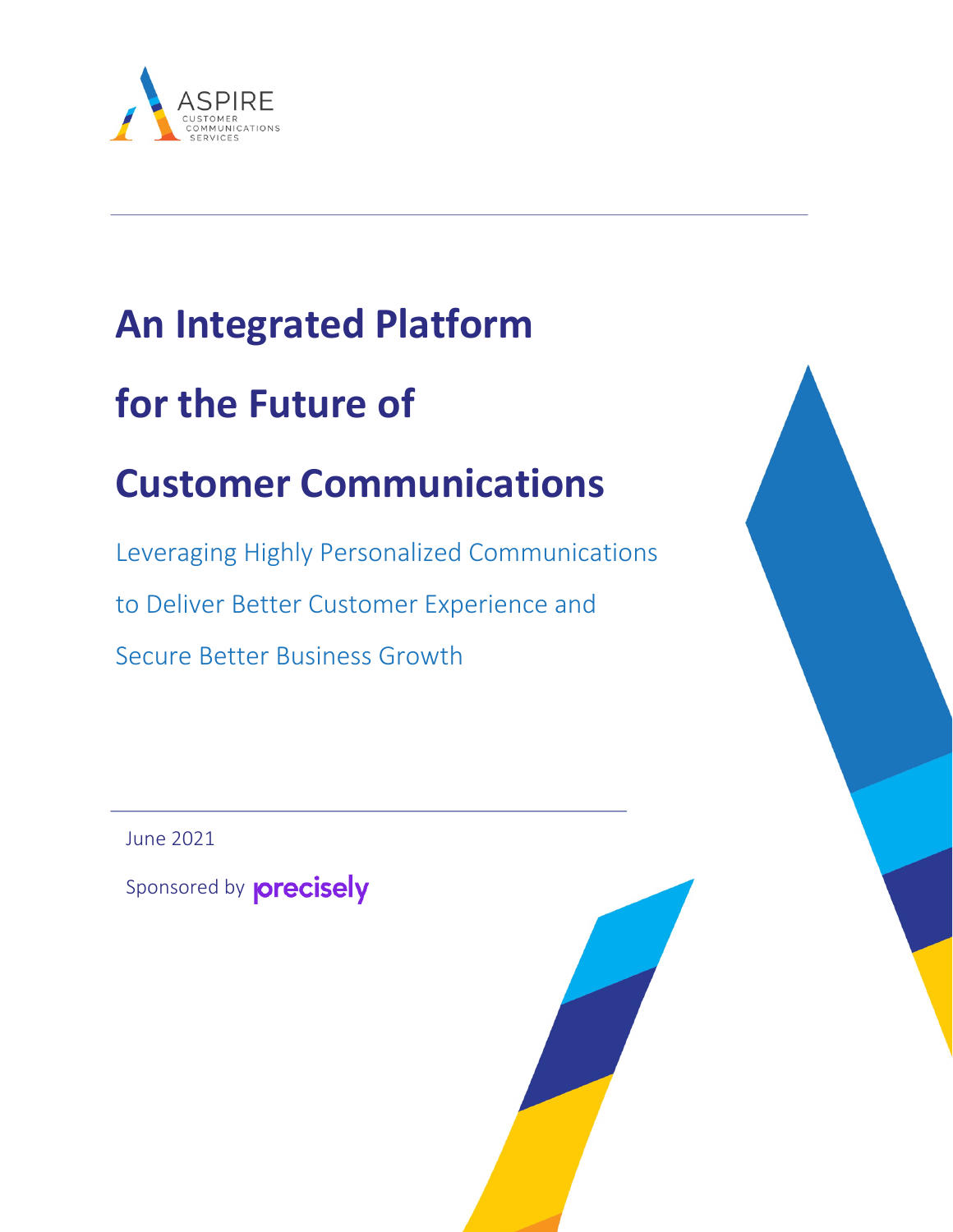ASPIRE
CUSTOMER
COMMUNICATIONS
SERVICES

# An Integrated Platform for the Future of Customer Communications

## Leveraging Highly Personalized Communications to Deliver Better Customer Experience and Secure Better Business Growth

June 2021

Sponsored by precisely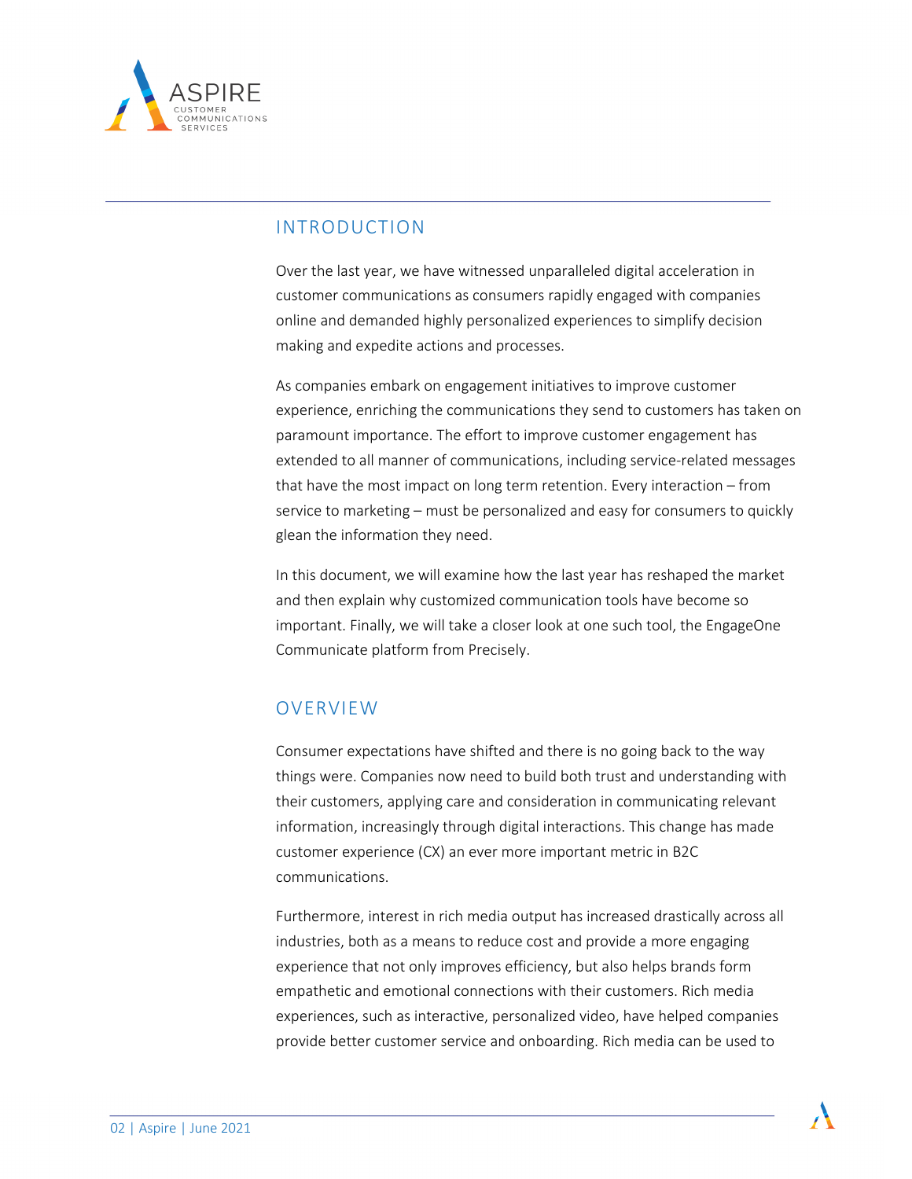## INTRODUCTION

Over the last year, we have witnessed unparalleled digital acceleration in customer communications as consumers rapidly engaged with companies online and demanded highly personalized experiences to simplify decision making and expedite actions and processes.

As companies embark on engagement initiatives to improve customer experience, enriching the communications they send to customers has taken on paramount importance. The effort to improve customer engagement has extended to all manner of communications, including service-related messages that have the most impact on long term retention. Every interaction – from service to marketing – must be personalized and easy for consumers to quickly glean the information they need.

In this document, we will examine how the last year has reshaped the market and then explain why customized communication tools have become so important. Finally, we will take a closer look at one such tool, the EngageOne Communicate platform from Precisely.

## OVERVIEW

Consumer expectations have shifted and there is no going back to the way things were. Companies now need to build both trust and understanding with their customers, applying care and consideration in communicating relevant information, increasingly through digital interactions. This change has made customer experience (CX) an ever more important metric in B2C communications.

Furthermore, interest in rich media output has increased drastically across all industries, both as a means to reduce cost and provide a more engaging experience that not only improves efficiency, but also helps brands form empathetic and emotional connections with their customers. Rich media experiences, such as interactive, personalized video, have helped companies provide better customer service and onboarding. Rich media can be used to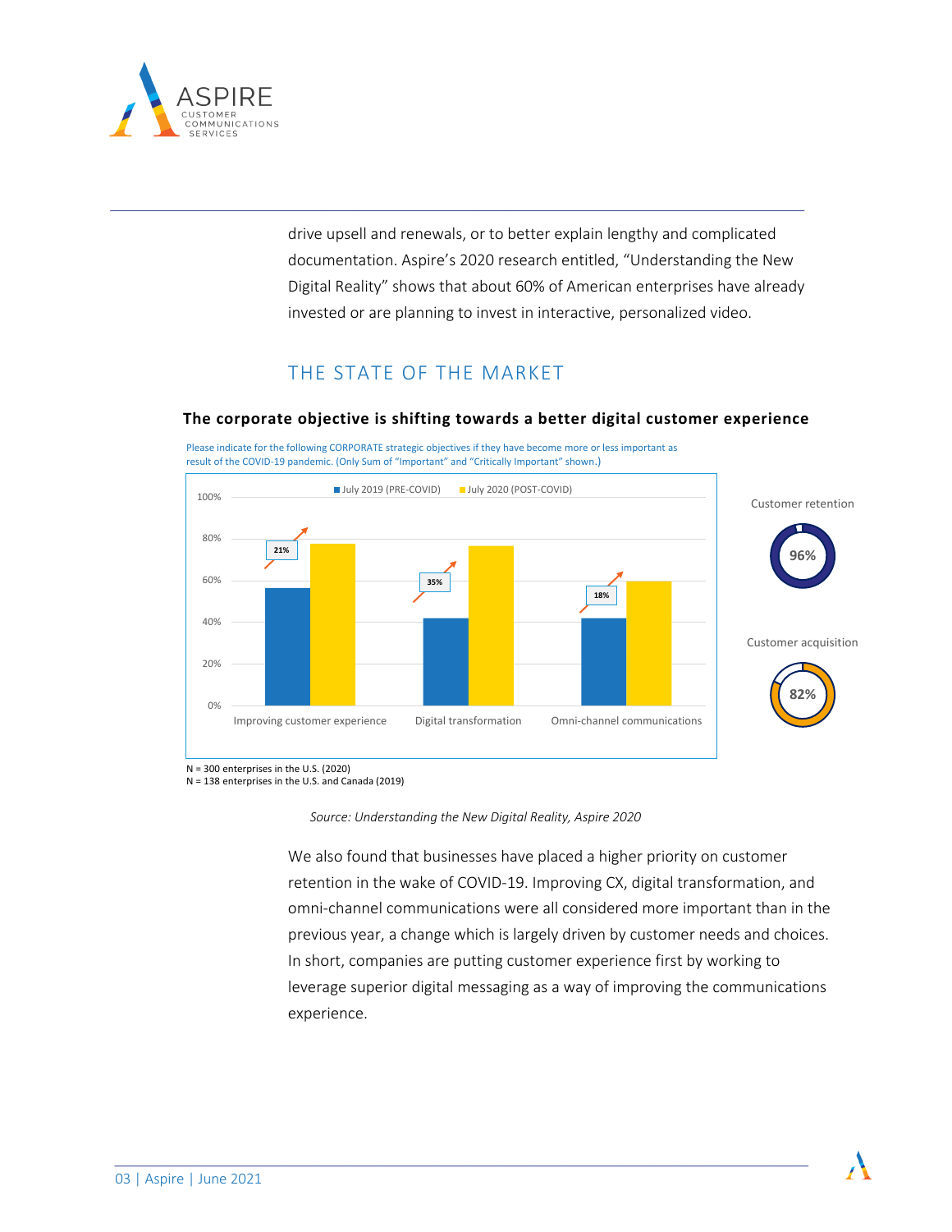drive upsell and renewals, or to better explain lengthy and complicated documentation. Aspire's 2020 research entitled, "Understanding the New Digital Reality" shows that about 60% of American enterprises have already invested or are planning to invest in interactive, personalized video.

## THE STATE OF THE MARKET

**The corporate objective is shifting towards a better digital customer experience**

Please indicate for the following CORPORATE strategic objectives if they have become more or less important as result of the COVID-19 pandemic. (Only Sum of "Important" and "Critically Important" shown.)

| Objective | July 2019 (PRE-COVID) | July 2020 (POST-COVID) | Change |
|---|---|---|---|
| Improving customer experience | ~56% | ~77% | 21% |
| Digital transformation | ~42% | ~76% | 35% |
| Omni-channel communications | ~42% | ~60% | 18% |

Customer retention: 96%

Customer acquisition: 82%

N = 300 enterprises in the U.S. (2020)
N = 138 enterprises in the U.S. and Canada (2019)

*Source: Understanding the New Digital Reality, Aspire 2020*

We also found that businesses have placed a higher priority on customer retention in the wake of COVID-19. Improving CX, digital transformation, and omni-channel communications were all considered more important than in the previous year, a change which is largely driven by customer needs and choices. In short, companies are putting customer experience first by working to leverage superior digital messaging as a way of improving the communications experience.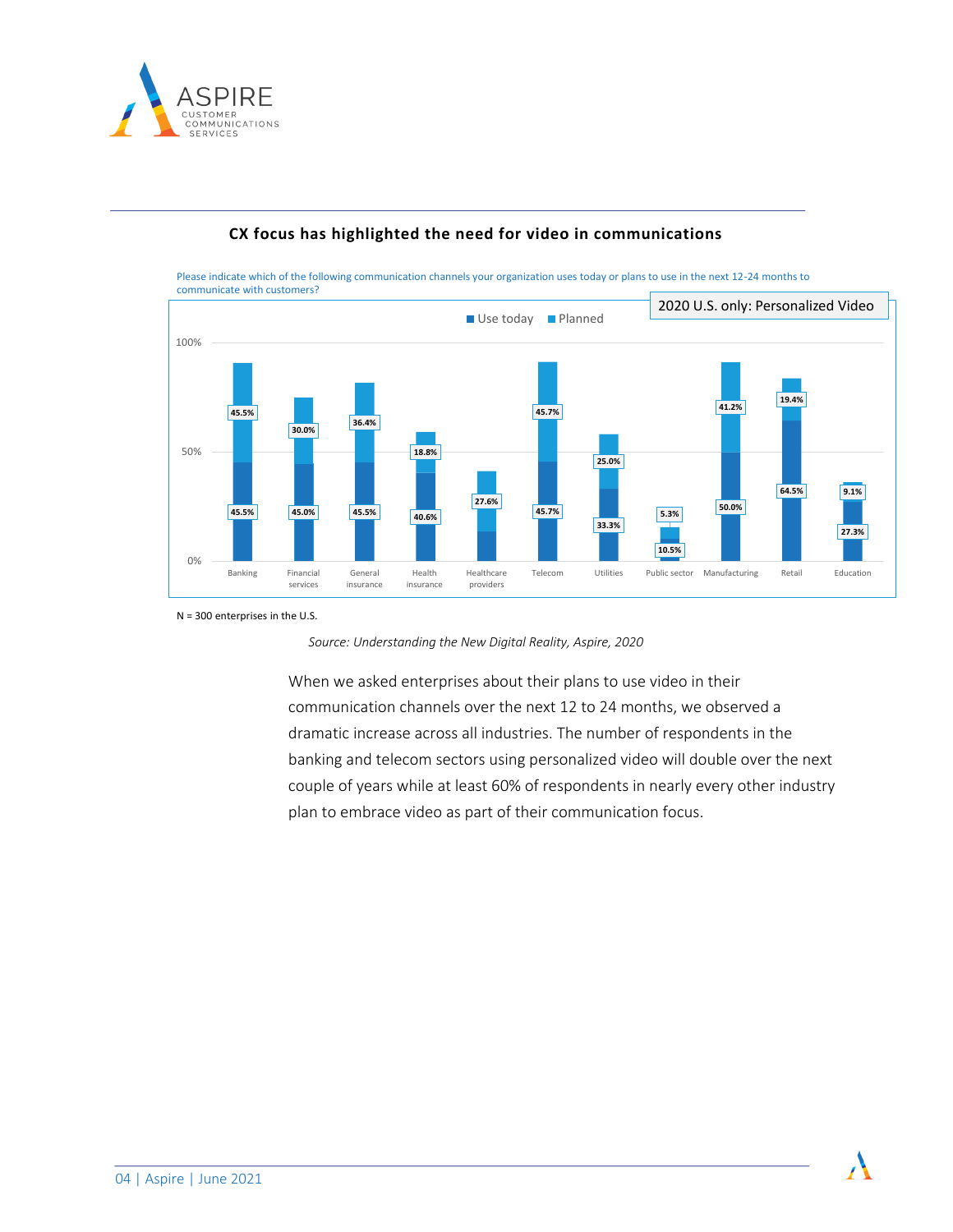## CX focus has highlighted the need for video in communications

Please indicate which of the following communication channels your organization uses today or plans to use in the next 12-24 months to communicate with customers?

2020 U.S. only: Personalized Video

| Industry | Use today | Planned |
|---|---|---|
| Banking | 45.5% | 45.5% |
| Financial services | 45.0% | 30.0% |
| General insurance | 45.5% | 36.4% |
| Health insurance | 40.6% | 18.8% |
| Healthcare providers | | 27.6% |
| Telecom | 45.7% | 45.7% |
| Utilities | 33.3% | 25.0% |
| Public sector | 10.5% | 5.3% |
| Manufacturing | 50.0% | 41.2% |
| Retail | 64.5% | 19.4% |
| Education | 27.3% | 9.1% |

N = 300 enterprises in the U.S.

*Source: Understanding the New Digital Reality, Aspire, 2020*

When we asked enterprises about their plans to use video in their communication channels over the next 12 to 24 months, we observed a dramatic increase across all industries. The number of respondents in the banking and telecom sectors using personalized video will double over the next couple of years while at least 60% of respondents in nearly every other industry plan to embrace video as part of their communication focus.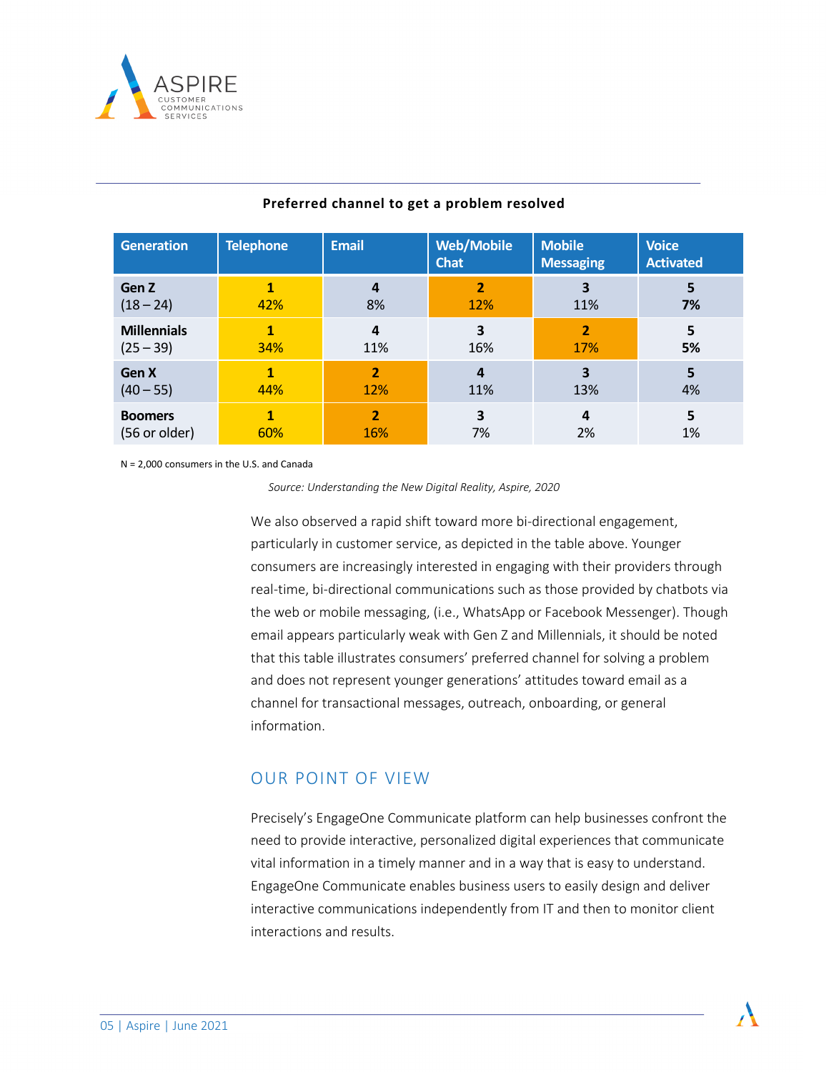**Preferred channel to get a problem resolved**

| Generation | Telephone | Email | Web/Mobile Chat | Mobile Messaging | Voice Activated |
|---|---|---|---|---|---|
| **Gen Z** (18 – 24) | **1** 42% | **4** 8% | **2** 12% | **3** 11% | **5** **7%** |
| **Millennials** (25 – 39) | **1** 34% | **4** 11% | **3** 16% | **2** 17% | **5** **5%** |
| **Gen X** (40 – 55) | **1** 44% | **2** 12% | **4** 11% | **3** 13% | **5** 4% |
| **Boomers** (56 or older) | **1** 60% | **2** 16% | **3** 7% | **4** 2% | **5** 1% |

N = 2,000 consumers in the U.S. and Canada

*Source: Understanding the New Digital Reality, Aspire, 2020*

We also observed a rapid shift toward more bi-directional engagement, particularly in customer service, as depicted in the table above. Younger consumers are increasingly interested in engaging with their providers through real-time, bi-directional communications such as those provided by chatbots via the web or mobile messaging, (i.e., WhatsApp or Facebook Messenger). Though email appears particularly weak with Gen Z and Millennials, it should be noted that this table illustrates consumers' preferred channel for solving a problem and does not represent younger generations' attitudes toward email as a channel for transactional messages, outreach, onboarding, or general information.

## OUR POINT OF VIEW

Precisely's EngageOne Communicate platform can help businesses confront the need to provide interactive, personalized digital experiences that communicate vital information in a timely manner and in a way that is easy to understand. EngageOne Communicate enables business users to easily design and deliver interactive communications independently from IT and then to monitor client interactions and results.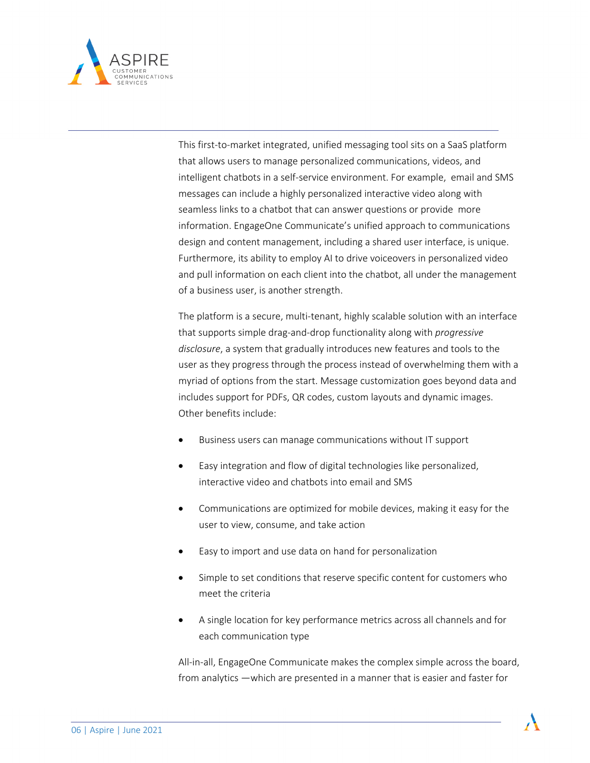This first-to-market integrated, unified messaging tool sits on a SaaS platform that allows users to manage personalized communications, videos, and intelligent chatbots in a self-service environment. For example, email and SMS messages can include a highly personalized interactive video along with seamless links to a chatbot that can answer questions or provide more information. EngageOne Communicate's unified approach to communications design and content management, including a shared user interface, is unique. Furthermore, its ability to employ AI to drive voiceovers in personalized video and pull information on each client into the chatbot, all under the management of a business user, is another strength.

The platform is a secure, multi-tenant, highly scalable solution with an interface that supports simple drag-and-drop functionality along with *progressive disclosure*, a system that gradually introduces new features and tools to the user as they progress through the process instead of overwhelming them with a myriad of options from the start. Message customization goes beyond data and includes support for PDFs, QR codes, custom layouts and dynamic images. Other benefits include:

- Business users can manage communications without IT support
- Easy integration and flow of digital technologies like personalized, interactive video and chatbots into email and SMS
- Communications are optimized for mobile devices, making it easy for the user to view, consume, and take action
- Easy to import and use data on hand for personalization
- Simple to set conditions that reserve specific content for customers who meet the criteria
- A single location for key performance metrics across all channels and for each communication type

All-in-all, EngageOne Communicate makes the complex simple across the board, from analytics —which are presented in a manner that is easier and faster for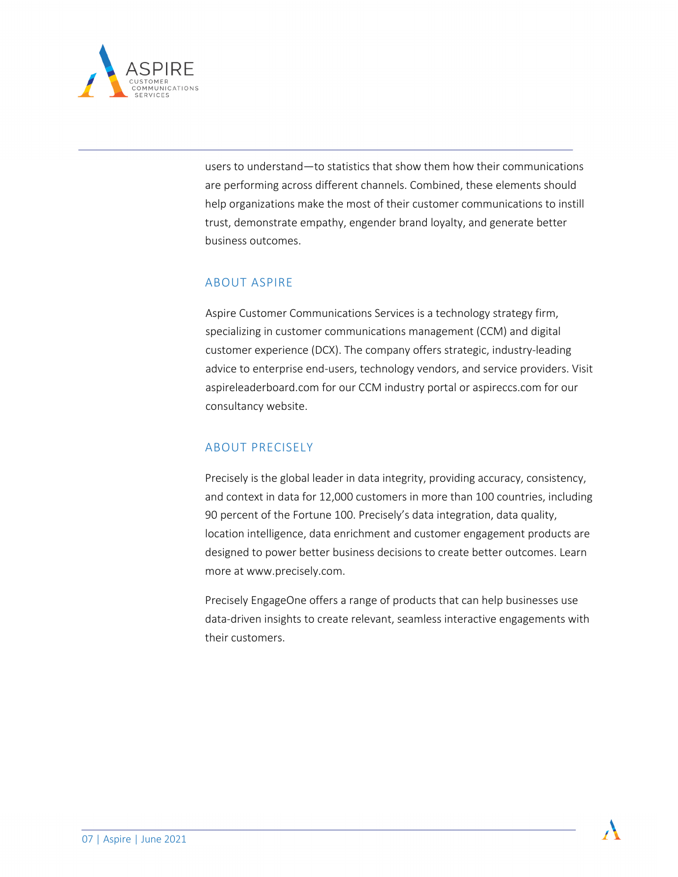users to understand—to statistics that show them how their communications are performing across different channels. Combined, these elements should help organizations make the most of their customer communications to instill trust, demonstrate empathy, engender brand loyalty, and generate better business outcomes.

## ABOUT ASPIRE

Aspire Customer Communications Services is a technology strategy firm, specializing in customer communications management (CCM) and digital customer experience (DCX). The company offers strategic, industry-leading advice to enterprise end-users, technology vendors, and service providers. Visit aspireleaderboard.com for our CCM industry portal or aspireccs.com for our consultancy website.

## ABOUT PRECISELY

Precisely is the global leader in data integrity, providing accuracy, consistency, and context in data for 12,000 customers in more than 100 countries, including 90 percent of the Fortune 100. Precisely's data integration, data quality, location intelligence, data enrichment and customer engagement products are designed to power better business decisions to create better outcomes. Learn more at www.precisely.com.

Precisely EngageOne offers a range of products that can help businesses use data-driven insights to create relevant, seamless interactive engagements with their customers.